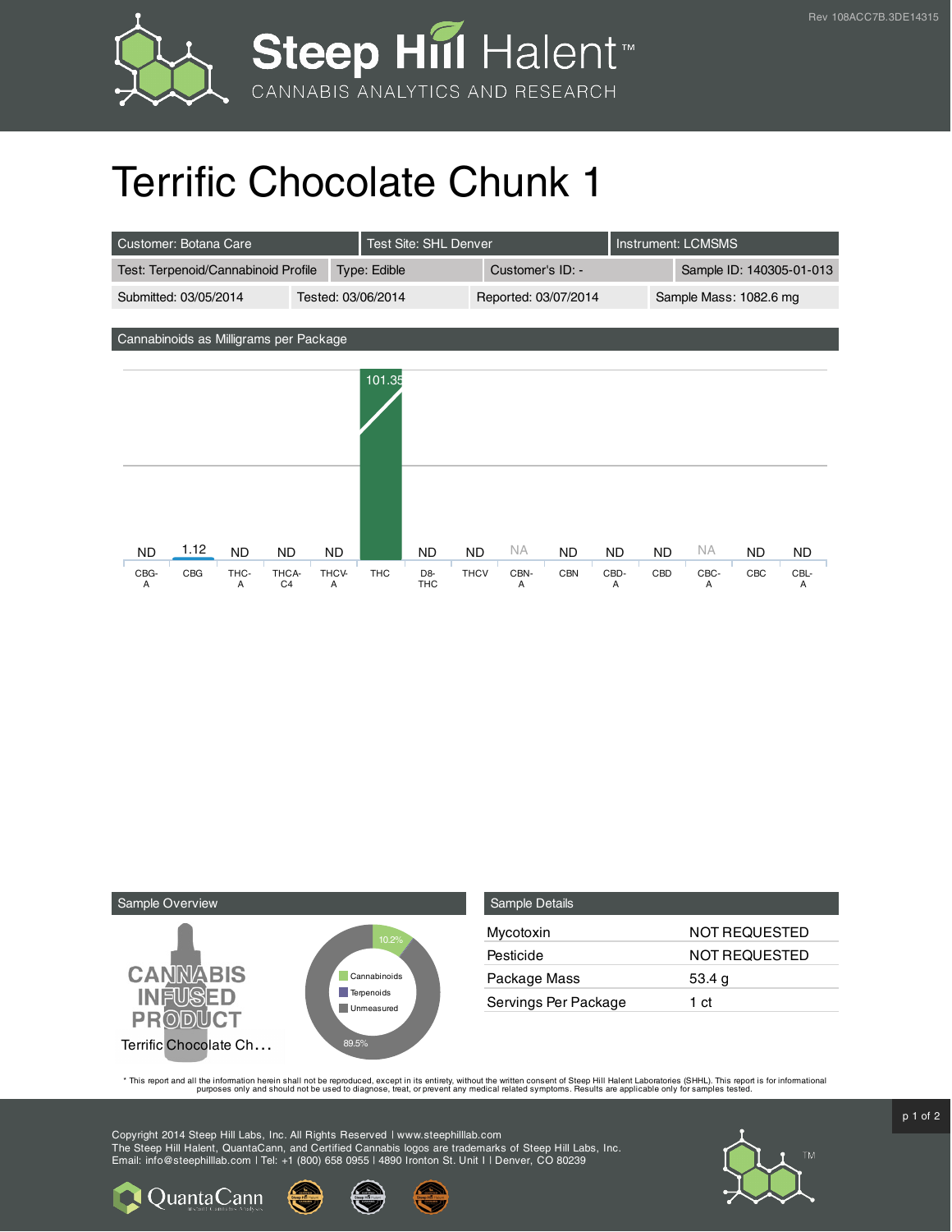# Terrific Chocolate Chunk 1

| Customer: Botana Care | Test Site: SHL Denver | Instrument: LCMSMS | |
|---|---|---|---|
| Test: Terpenoid/Cannabinoid Profile | Type: Edible | Customer's ID: - | Sample ID: 140305-01-013 |
| Submitted: 03/05/2014 | Tested: 03/06/2014 | Reported: 03/07/2014 | Sample Mass: 1082.6 mg |

## Cannabinoids as Milligrams per Package

| CBG-A | CBG | THC-A | THCA-C4 | THCV-A | THC | D8-THC | THCV | CBN-A | CBN | CBD-A | CBD | CBC-A | CBC | CBL-A |
|---|---|---|---|---|---|---|---|---|---|---|---|---|---|---|
| ND | 1.12 | ND | ND | ND | 101.35 | ND | ND | NA | ND | ND | ND | NA | ND | ND |

## Sample Overview

CANNABIS INFUSED PRODUCT

Terrific Chocolate Ch...

- Cannabinoids: 10.2%
- Terpenoids
- Unmeasured: 89.5%

## Sample Details

| | |
|---|---|
| Mycotoxin | NOT REQUESTED |
| Pesticide | NOT REQUESTED |
| Package Mass | 53.4 g |
| Servings Per Package | 1 ct |

* This report and all the information herein shall not be reproduced, except in its entirety, without the written consent of Steep Hill Halent Laboratories (SHHL). This report is for informational purposes only and should not be used to diagnose, treat, or prevent any medical related symptoms. Results are applicable only for samples tested.

Copyright 2014 Steep Hill Labs, Inc. All Rights Reserved | www.steephilllab.com
The Steep Hill Halent, QuantaCann, and Certified Cannabis logos are trademarks of Steep Hill Labs, Inc.
Email: info@steephilllab.com | Tel: +1 (800) 658 0955 | 4890 Ironton St. Unit I | Denver, CO 80239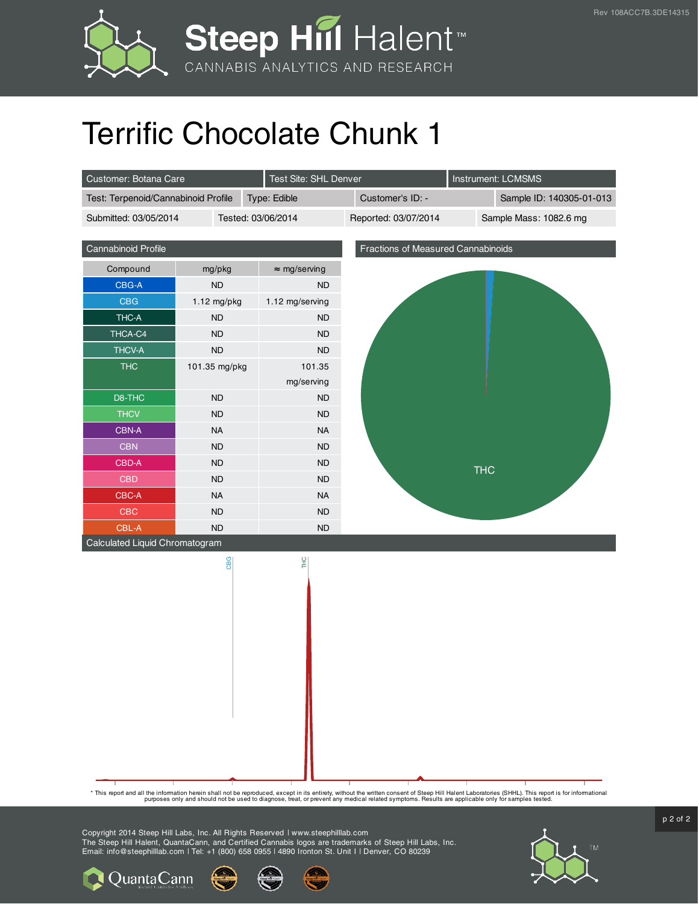# Terrific Chocolate Chunk 1

| | | |
|---|---|---|
| Customer: Botana Care | Test Site: SHL Denver | Instrument: LCMSMS |

| | | | |
|---|---|---|---|
| Test: Terpenoid/Cannabinoid Profile | Type: Edible | Customer's ID: - | Sample ID: 140305-01-013 |
| Submitted: 03/05/2014 | Tested: 03/06/2014 | Reported: 03/07/2014 | Sample Mass: 1082.6 mg |

## Cannabinoid Profile

| Compound | mg/pkg | ≈ mg/serving |
|---|---|---|
| CBG-A | ND | ND |
| CBG | 1.12 mg/pkg | 1.12 mg/serving |
| THC-A | ND | ND |
| THCA-C4 | ND | ND |
| THCV-A | ND | ND |
| THC | 101.35 mg/pkg | 101.35 mg/serving |
| D8-THC | ND | ND |
| THCV | ND | ND |
| CBN-A | NA | NA |
| CBN | ND | ND |
| CBD-A | ND | ND |
| CBD | ND | ND |
| CBC-A | NA | NA |
| CBC | ND | ND |
| CBL-A | ND | ND |

## Fractions of Measured Cannabinoids

THC

## Calculated Liquid Chromatogram

CBG

THC

\* This report and all the information herein shall not be reproduced, except in its entirety, without the written consent of Steep Hill Halent Laboratories (SHHL). This report is for informational purposes only and should not be used to diagnose, treat, or prevent any medical related symptoms. Results are applicable only for samples tested.

Copyright 2014 Steep Hill Labs, Inc. All Rights Reserved | www.steephilllab.com
The Steep Hill Halent, QuantaCann, and Certified Cannabis logos are trademarks of Steep Hill Labs, Inc.
Email: info@steephilllab.com | Tel: +1 (800) 658 0955 | 4890 Ironton St. Unit I | Denver, CO 80239